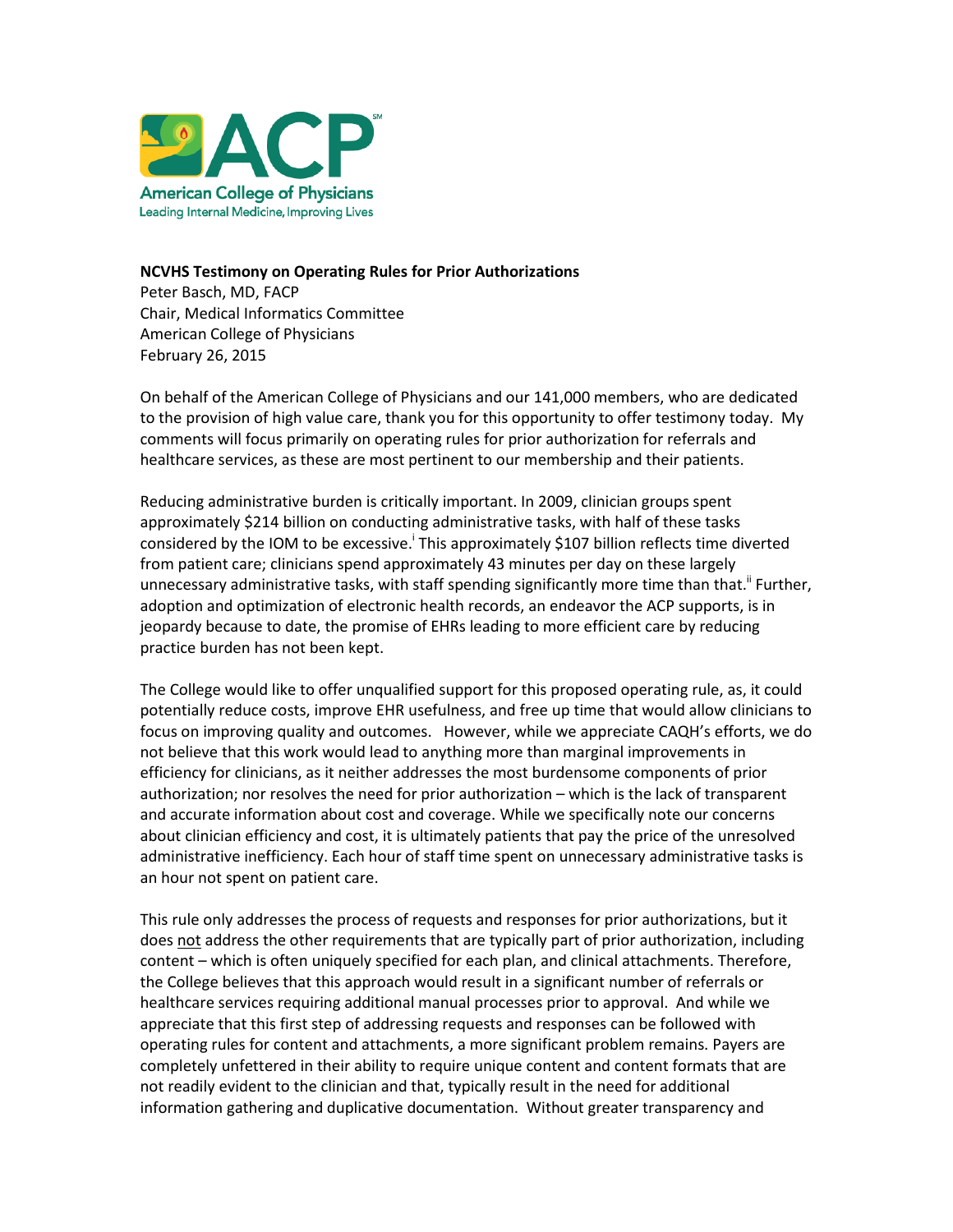**NCVHS Testimony on Operating Rules for Prior Authorizations**
Peter Basch, MD, FACP
Chair, Medical Informatics Committee
American College of Physicians
February 26, 2015

On behalf of the American College of Physicians and our 141,000 members, who are dedicated to the provision of high value care, thank you for this opportunity to offer testimony today. My comments will focus primarily on operating rules for prior authorization for referrals and healthcare services, as these are most pertinent to our membership and their patients.

Reducing administrative burden is critically important. In 2009, clinician groups spent approximately $214 billion on conducting administrative tasks, with half of these tasks considered by the IOM to be excessive.[i] This approximately $107 billion reflects time diverted from patient care; clinicians spend approximately 43 minutes per day on these largely unnecessary administrative tasks, with staff spending significantly more time than that.[ii] Further, adoption and optimization of electronic health records, an endeavor the ACP supports, is in jeopardy because to date, the promise of EHRs leading to more efficient care by reducing practice burden has not been kept.

The College would like to offer unqualified support for this proposed operating rule, as, it could potentially reduce costs, improve EHR usefulness, and free up time that would allow clinicians to focus on improving quality and outcomes. However, while we appreciate CAQH's efforts, we do not believe that this work would lead to anything more than marginal improvements in efficiency for clinicians, as it neither addresses the most burdensome components of prior authorization; nor resolves the need for prior authorization – which is the lack of transparent and accurate information about cost and coverage. While we specifically note our concerns about clinician efficiency and cost, it is ultimately patients that pay the price of the unresolved administrative inefficiency. Each hour of staff time spent on unnecessary administrative tasks is an hour not spent on patient care.

This rule only addresses the process of requests and responses for prior authorizations, but it does not address the other requirements that are typically part of prior authorization, including content – which is often uniquely specified for each plan, and clinical attachments. Therefore, the College believes that this approach would result in a significant number of referrals or healthcare services requiring additional manual processes prior to approval. And while we appreciate that this first step of addressing requests and responses can be followed with operating rules for content and attachments, a more significant problem remains. Payers are completely unfettered in their ability to require unique content and content formats that are not readily evident to the clinician and that, typically result in the need for additional information gathering and duplicative documentation. Without greater transparency and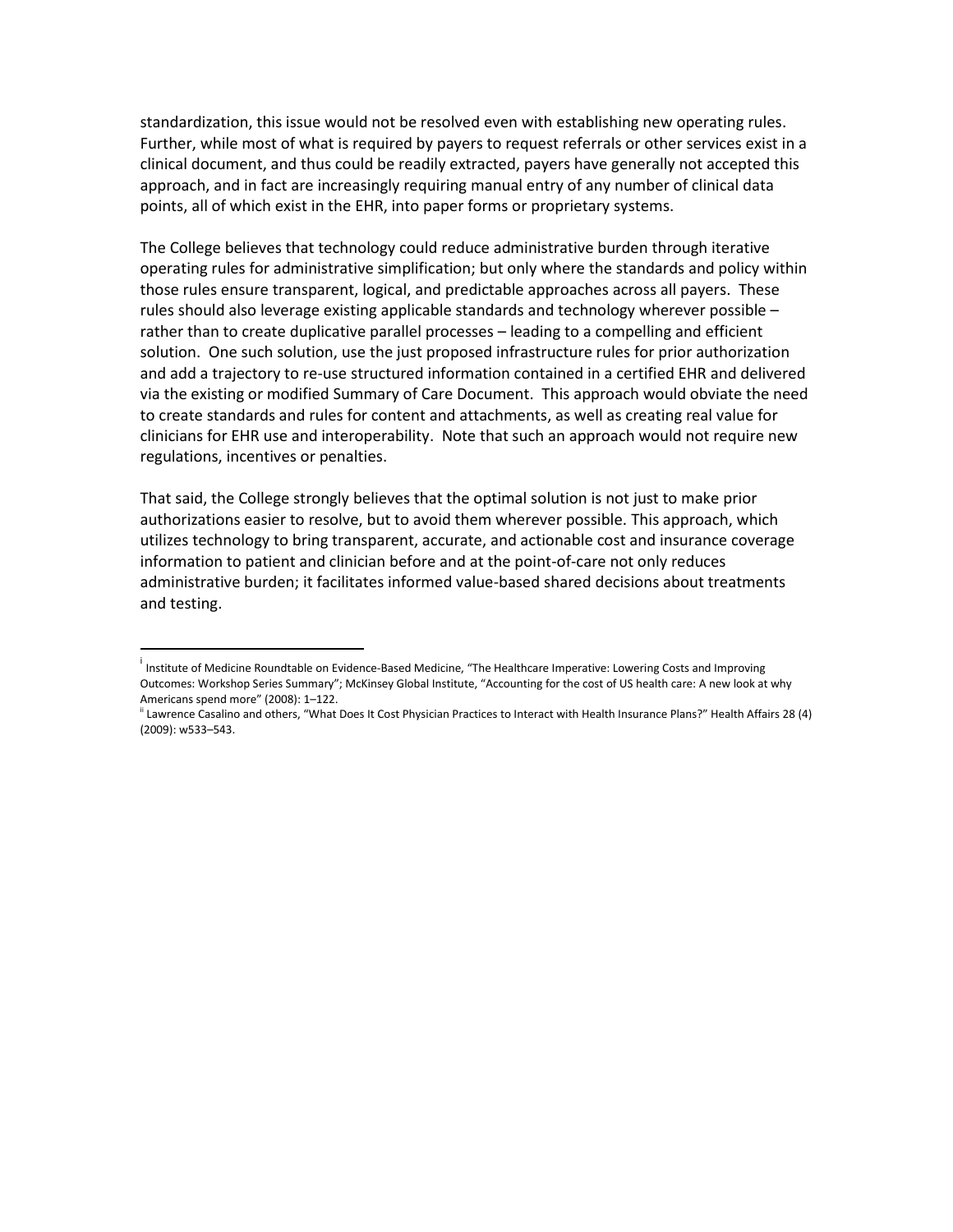standardization, this issue would not be resolved even with establishing new operating rules. Further, while most of what is required by payers to request referrals or other services exist in a clinical document, and thus could be readily extracted, payers have generally not accepted this approach, and in fact are increasingly requiring manual entry of any number of clinical data points, all of which exist in the EHR, into paper forms or proprietary systems.

The College believes that technology could reduce administrative burden through iterative operating rules for administrative simplification; but only where the standards and policy within those rules ensure transparent, logical, and predictable approaches across all payers. These rules should also leverage existing applicable standards and technology wherever possible – rather than to create duplicative parallel processes – leading to a compelling and efficient solution. One such solution, use the just proposed infrastructure rules for prior authorization and add a trajectory to re-use structured information contained in a certified EHR and delivered via the existing or modified Summary of Care Document. This approach would obviate the need to create standards and rules for content and attachments, as well as creating real value for clinicians for EHR use and interoperability. Note that such an approach would not require new regulations, incentives or penalties.

That said, the College strongly believes that the optimal solution is not just to make prior authorizations easier to resolve, but to avoid them wherever possible. This approach, which utilizes technology to bring transparent, accurate, and actionable cost and insurance coverage information to patient and clinician before and at the point-of-care not only reduces administrative burden; it facilitates informed value-based shared decisions about treatments and testing.

---

[i] Institute of Medicine Roundtable on Evidence-Based Medicine, "The Healthcare Imperative: Lowering Costs and Improving Outcomes: Workshop Series Summary"; McKinsey Global Institute, "Accounting for the cost of US health care: A new look at why Americans spend more" (2008): 1–122.

[ii] Lawrence Casalino and others, "What Does It Cost Physician Practices to Interact with Health Insurance Plans?" Health Affairs 28 (4) (2009): w533–543.